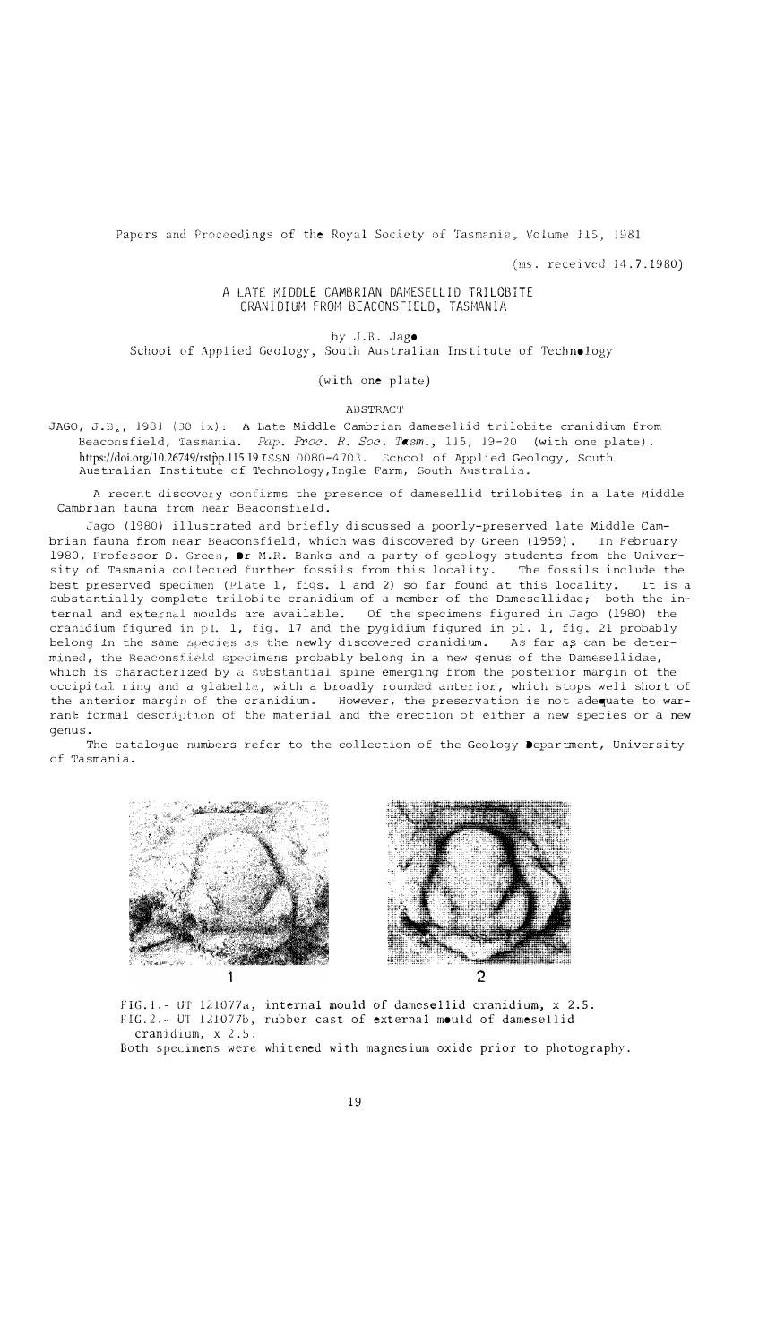Papers and Proceedings of the Royal Society of Tasmania, Volume 115, 1981

(ms. received 14.7.1980)

# A LATE MIDDLE CAMBRIAN DAMESELLID TRILOBITE CRANIDIUM FROM BEACONSFIELD, TASMANIA

by J.B. Jago

School of Applied Geology, South Australian Institute of Technology

(with one plate)

## ABSTRACT

JAGO, J.B., 1981 (30 ix): A Late Middle Cambrian dameseliid trilobite cranidium from Beaconsfield, Tasmania. *Pap. Proc. R. Soc. Tasm.*, 115, 19-20 (with one plate). https://doi.org/10.26749/rstpp.115.19 ISSN 0080-4703. School of Applied Geology, South Australian Institute of Technology, Ingle Farm, South Australia.

A recent discovery confirms the presence of damesellid trilobites in a late Middle Cambrian fauna from near Beaconsfield.

Jago (1980) illustrated and briefly discussed a poorly-preserved late Middle Cambrian fauna from near Beaconsfield, which was discovered by Green (1959). In February 1980, Professor D. Green, Dr M.R. Banks and a party of geology students from the University of Tasmania collected further fossils from this locality. The fossils include the best preserved specimen (Plate 1, figs. 1 and 2) so far found at this locality. It is a substantially complete trilobite cranidium of a member of the Damesellidae; both the internal and external moulds are available. Of the specimens figured in Jago (1980) the cranidium figured in pl. 1, fig. 17 and the pygidium figured in pl. 1, fig. 21 probably belong in the same species as the newly discovered cranidium. As far as can be determined, the Beaconsfield specimens probably belong in a new genus of the Damesellidae, which is characterized by a substantial spine emerging from the posterior margin of the occipital ring and a glabella, with a broadly rounded anterior, which stops well short of the anterior margin of the cranidium. However, the preservation is not adequate to warrant formal description of the material and the erection of either a new species or a new genus.

The catalogue numbers refer to the collection of the Geology Department, University of Tasmania.

FIG.1.- UT 121077a, internal mould of dameseliid cranidium, x 2.5.
FIG.2.- UT 121077b, rubber cast of external mould of dameseliid cranidium, x 2.5.
Both specimens were whitened with magnesium oxide prior to photography.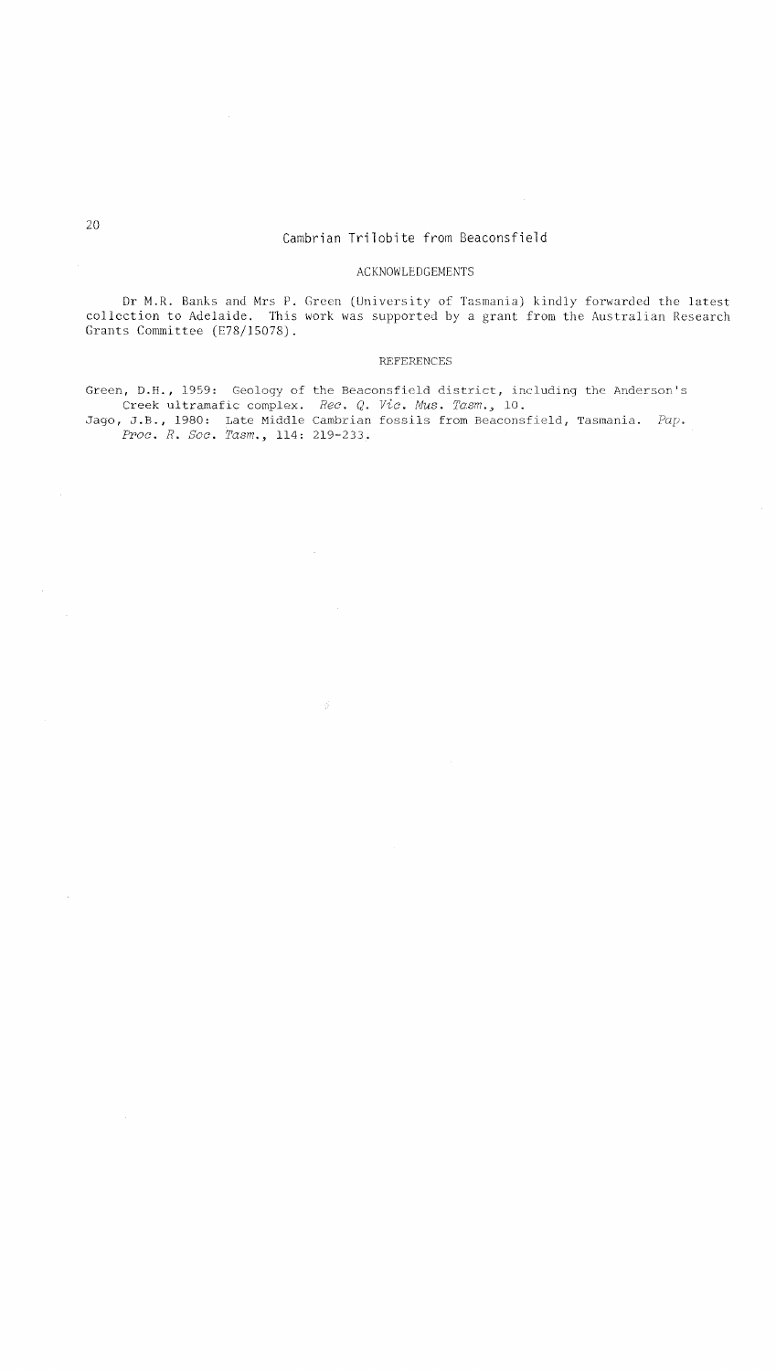## ACKNOWLEDGEMENTS

Dr M.R. Banks and Mrs P. Green (University of Tasmania) kindly forwarded the latest collection to Adelaide. This work was supported by a grant from the Australian Research Grants Committee (E78/15078).

## REFERENCES

Green, D.H., 1959: Geology of the Beaconsfield district, including the Anderson's Creek ultramafic complex. *Rec. Q. Vic. Mus. Tasm.*, 10.

Jago, J.B., 1980: Late Middle Cambrian fossils from Beaconsfield, Tasmania. *Pap. Proc. R. Soc. Tasm.*, 114: 219-233.